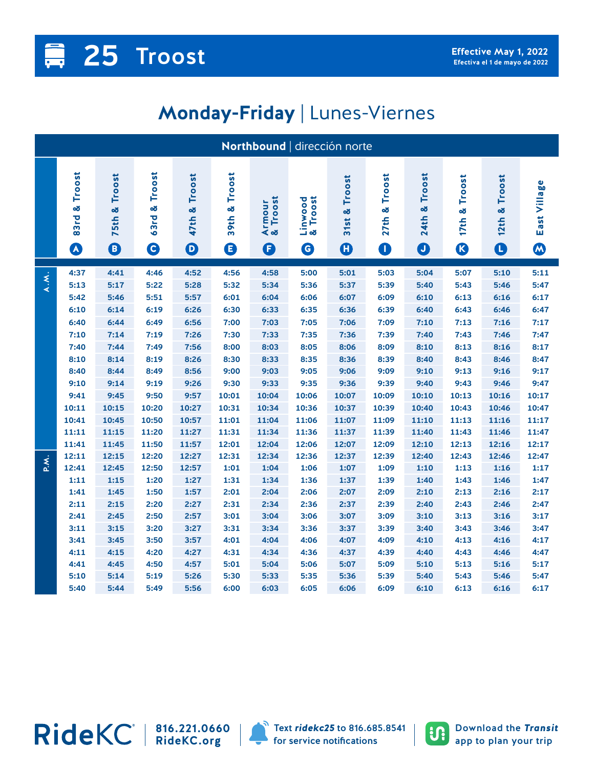# 25 Troost

**Effective May 1, 2022**
Efectiva el 1 de mayo de 2022

## Monday-Friday | Lunes-Viernes

### Northbound | dirección norte

| | 83rd & Troost (A) | 75th & Troost (B) | 63rd & Troost (C) | 47th & Troost (D) | 39th & Troost (E) | Armour & Troost (F) | Linwood & Troost (G) | 31st & Troost (H) | 27th & Troost (I) | 24th & Troost (J) | 17th & Troost (K) | 12th & Troost (L) | East Village (M) |
|---|---|---|---|---|---|---|---|---|---|---|---|---|---|
| A.M. | 4:37 | 4:41 | 4:46 | 4:52 | 4:56 | 4:58 | 5:00 | 5:01 | 5:03 | 5:04 | 5:07 | 5:10 | 5:11 |
| | 5:13 | 5:17 | 5:22 | 5:28 | 5:32 | 5:34 | 5:36 | 5:37 | 5:39 | 5:40 | 5:43 | 5:46 | 5:47 |
| | 5:42 | 5:46 | 5:51 | 5:57 | 6:01 | 6:04 | 6:06 | 6:07 | 6:09 | 6:10 | 6:13 | 6:16 | 6:17 |
| | 6:10 | 6:14 | 6:19 | 6:26 | 6:30 | 6:33 | 6:35 | 6:36 | 6:39 | 6:40 | 6:43 | 6:46 | 6:47 |
| | 6:40 | 6:44 | 6:49 | 6:56 | 7:00 | 7:03 | 7:05 | 7:06 | 7:09 | 7:10 | 7:13 | 7:16 | 7:17 |
| | 7:10 | 7:14 | 7:19 | 7:26 | 7:30 | 7:33 | 7:35 | 7:36 | 7:39 | 7:40 | 7:43 | 7:46 | 7:47 |
| | 7:40 | 7:44 | 7:49 | 7:56 | 8:00 | 8:03 | 8:05 | 8:06 | 8:09 | 8:10 | 8:13 | 8:16 | 8:17 |
| | 8:10 | 8:14 | 8:19 | 8:26 | 8:30 | 8:33 | 8:35 | 8:36 | 8:39 | 8:40 | 8:43 | 8:46 | 8:47 |
| | 8:40 | 8:44 | 8:49 | 8:56 | 9:00 | 9:03 | 9:05 | 9:06 | 9:09 | 9:10 | 9:13 | 9:16 | 9:17 |
| | 9:10 | 9:14 | 9:19 | 9:26 | 9:30 | 9:33 | 9:35 | 9:36 | 9:39 | 9:40 | 9:43 | 9:46 | 9:47 |
| | 9:41 | 9:45 | 9:50 | 9:57 | 10:01 | 10:04 | 10:06 | 10:07 | 10:09 | 10:10 | 10:13 | 10:16 | 10:17 |
| | 10:11 | 10:15 | 10:20 | 10:27 | 10:31 | 10:34 | 10:36 | 10:37 | 10:39 | 10:40 | 10:43 | 10:46 | 10:47 |
| | 10:41 | 10:45 | 10:50 | 10:57 | 11:01 | 11:04 | 11:06 | 11:07 | 11:09 | 11:10 | 11:13 | 11:16 | 11:17 |
| | 11:11 | 11:15 | 11:20 | 11:27 | 11:31 | 11:34 | 11:36 | 11:37 | 11:39 | 11:40 | 11:43 | 11:46 | 11:47 |
| | 11:41 | 11:45 | 11:50 | 11:57 | 12:01 | 12:04 | 12:06 | 12:07 | 12:09 | 12:10 | 12:13 | 12:16 | 12:17 |
| P.M. | 12:11 | 12:15 | 12:20 | 12:27 | 12:31 | 12:34 | 12:36 | 12:37 | 12:39 | 12:40 | 12:43 | 12:46 | 12:47 |
| | 12:41 | 12:45 | 12:50 | 12:57 | 1:01 | 1:04 | 1:06 | 1:07 | 1:09 | 1:10 | 1:13 | 1:16 | 1:17 |
| | 1:11 | 1:15 | 1:20 | 1:27 | 1:31 | 1:34 | 1:36 | 1:37 | 1:39 | 1:40 | 1:43 | 1:46 | 1:47 |
| | 1:41 | 1:45 | 1:50 | 1:57 | 2:01 | 2:04 | 2:06 | 2:07 | 2:09 | 2:10 | 2:13 | 2:16 | 2:17 |
| | 2:11 | 2:15 | 2:20 | 2:27 | 2:31 | 2:34 | 2:36 | 2:37 | 2:39 | 2:40 | 2:43 | 2:46 | 2:47 |
| | 2:41 | 2:45 | 2:50 | 2:57 | 3:01 | 3:04 | 3:06 | 3:07 | 3:09 | 3:10 | 3:13 | 3:16 | 3:17 |
| | 3:11 | 3:15 | 3:20 | 3:27 | 3:31 | 3:34 | 3:36 | 3:37 | 3:39 | 3:40 | 3:43 | 3:46 | 3:47 |
| | 3:41 | 3:45 | 3:50 | 3:57 | 4:01 | 4:04 | 4:06 | 4:07 | 4:09 | 4:10 | 4:13 | 4:16 | 4:17 |
| | 4:11 | 4:15 | 4:20 | 4:27 | 4:31 | 4:34 | 4:36 | 4:37 | 4:39 | 4:40 | 4:43 | 4:46 | 4:47 |
| | 4:41 | 4:45 | 4:50 | 4:57 | 5:01 | 5:04 | 5:06 | 5:07 | 5:09 | 5:10 | 5:13 | 5:16 | 5:17 |
| | 5:10 | 5:14 | 5:19 | 5:26 | 5:30 | 5:33 | 5:35 | 5:36 | 5:39 | 5:40 | 5:43 | 5:46 | 5:47 |
| | 5:40 | 5:44 | 5:49 | 5:56 | 6:00 | 6:03 | 6:05 | 6:06 | 6:09 | 6:10 | 6:13 | 6:16 | 6:17 |

RideKC | 816.221.0660 | RideKC.org

Text ***ridekc25*** to 816.685.8541 for service notifications

Download the ***Transit*** app to plan your trip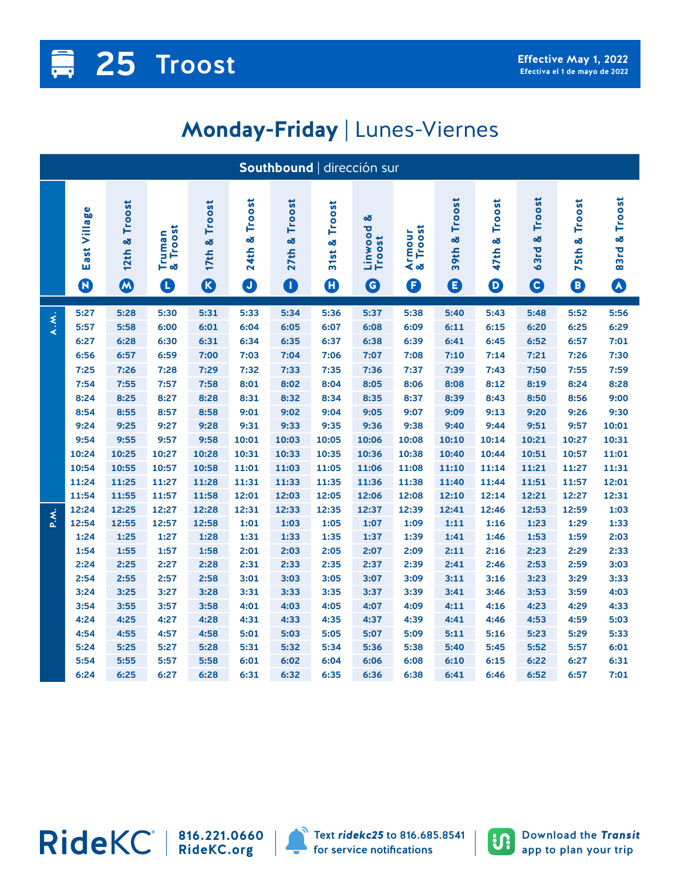# 25 Troost

**Effective May 1, 2022**
**Efectiva el 1 de mayo de 2022**

## **Monday-Friday** | Lunes-Viernes

**Southbound** | dirección sur

| | East Village (N) | 12th & Troost (M) | Truman & Troost (L) | 17th & Troost (K) | 24th & Troost (J) | 27th & Troost (I) | 31st & Troost (H) | Linwood & Troost (G) | Armour & Troost (F) | 39th & Troost (E) | 47th & Troost (D) | 63rd & Troost (C) | 75th & Troost (B) | 83rd & Troost (A) |
|---|---|---|---|---|---|---|---|---|---|---|---|---|---|---|
| A.M. | 5:27 | 5:28 | 5:30 | 5:31 | 5:33 | 5:34 | 5:36 | 5:37 | 5:38 | 5:40 | 5:43 | 5:48 | 5:52 | 5:56 |
| | 5:57 | 5:58 | 6:00 | 6:01 | 6:04 | 6:05 | 6:07 | 6:08 | 6:09 | 6:11 | 6:15 | 6:20 | 6:25 | 6:29 |
| | 6:27 | 6:28 | 6:30 | 6:31 | 6:34 | 6:35 | 6:37 | 6:38 | 6:39 | 6:41 | 6:45 | 6:52 | 6:57 | 7:01 |
| | 6:56 | 6:57 | 6:59 | 7:00 | 7:03 | 7:04 | 7:06 | 7:07 | 7:08 | 7:10 | 7:14 | 7:21 | 7:26 | 7:30 |
| | 7:25 | 7:26 | 7:28 | 7:29 | 7:32 | 7:33 | 7:35 | 7:36 | 7:37 | 7:39 | 7:43 | 7:50 | 7:55 | 7:59 |
| | 7:54 | 7:55 | 7:57 | 7:58 | 8:01 | 8:02 | 8:04 | 8:05 | 8:06 | 8:08 | 8:12 | 8:19 | 8:24 | 8:28 |
| | 8:24 | 8:25 | 8:27 | 8:28 | 8:31 | 8:32 | 8:34 | 8:35 | 8:37 | 8:39 | 8:43 | 8:50 | 8:56 | 9:00 |
| | 8:54 | 8:55 | 8:57 | 8:58 | 9:01 | 9:02 | 9:04 | 9:05 | 9:07 | 9:09 | 9:13 | 9:20 | 9:26 | 9:30 |
| | 9:24 | 9:25 | 9:27 | 9:28 | 9:31 | 9:33 | 9:35 | 9:36 | 9:38 | 9:40 | 9:44 | 9:51 | 9:57 | 10:01 |
| | 9:54 | 9:55 | 9:57 | 9:58 | 10:01 | 10:03 | 10:05 | 10:06 | 10:08 | 10:10 | 10:14 | 10:21 | 10:27 | 10:31 |
| | 10:24 | 10:25 | 10:27 | 10:28 | 10:31 | 10:33 | 10:35 | 10:36 | 10:38 | 10:40 | 10:44 | 10:51 | 10:57 | 11:01 |
| | 10:54 | 10:55 | 10:57 | 10:58 | 11:01 | 11:03 | 11:05 | 11:06 | 11:08 | 11:10 | 11:14 | 11:21 | 11:27 | 11:31 |
| | 11:24 | 11:25 | 11:27 | 11:28 | 11:31 | 11:33 | 11:35 | 11:36 | 11:38 | 11:40 | 11:44 | 11:51 | 11:57 | 12:01 |
| | 11:54 | 11:55 | 11:57 | 11:58 | 12:01 | 12:03 | 12:05 | 12:06 | 12:08 | 12:10 | 12:14 | 12:21 | 12:27 | 12:31 |
| P.M. | 12:24 | 12:25 | 12:27 | 12:28 | 12:31 | 12:33 | 12:35 | 12:37 | 12:39 | 12:41 | 12:46 | 12:53 | 12:59 | 1:03 |
| | 12:54 | 12:55 | 12:57 | 12:58 | 1:01 | 1:03 | 1:05 | 1:07 | 1:09 | 1:11 | 1:16 | 1:23 | 1:29 | 1:33 |
| | 1:24 | 1:25 | 1:27 | 1:28 | 1:31 | 1:33 | 1:35 | 1:37 | 1:39 | 1:41 | 1:46 | 1:53 | 1:59 | 2:03 |
| | 1:54 | 1:55 | 1:57 | 1:58 | 2:01 | 2:03 | 2:05 | 2:07 | 2:09 | 2:11 | 2:16 | 2:23 | 2:29 | 2:33 |
| | 2:24 | 2:25 | 2:27 | 2:28 | 2:31 | 2:33 | 2:35 | 2:37 | 2:39 | 2:41 | 2:46 | 2:53 | 2:59 | 3:03 |
| | 2:54 | 2:55 | 2:57 | 2:58 | 3:01 | 3:03 | 3:05 | 3:07 | 3:09 | 3:11 | 3:16 | 3:23 | 3:29 | 3:33 |
| | 3:24 | 3:25 | 3:27 | 3:28 | 3:31 | 3:33 | 3:35 | 3:37 | 3:39 | 3:41 | 3:46 | 3:53 | 3:59 | 4:03 |
| | 3:54 | 3:55 | 3:57 | 3:58 | 4:01 | 4:03 | 4:05 | 4:07 | 4:09 | 4:11 | 4:16 | 4:23 | 4:29 | 4:33 |
| | 4:24 | 4:25 | 4:27 | 4:28 | 4:31 | 4:33 | 4:35 | 4:37 | 4:39 | 4:41 | 4:46 | 4:53 | 4:59 | 5:03 |
| | 4:54 | 4:55 | 4:57 | 4:58 | 5:01 | 5:03 | 5:05 | 5:07 | 5:09 | 5:11 | 5:16 | 5:23 | 5:29 | 5:33 |
| | 5:24 | 5:25 | 5:27 | 5:28 | 5:31 | 5:32 | 5:34 | 5:36 | 5:38 | 5:40 | 5:45 | 5:52 | 5:57 | 6:01 |
| | 5:54 | 5:55 | 5:57 | 5:58 | 6:01 | 6:02 | 6:04 | 6:06 | 6:08 | 6:10 | 6:15 | 6:22 | 6:27 | 6:31 |
| | 6:24 | 6:25 | 6:27 | 6:28 | 6:31 | 6:32 | 6:35 | 6:36 | 6:38 | 6:41 | 6:46 | 6:52 | 6:57 | 7:01 |

RideKC | 816.221.0660 | RideKC.org

Text ***ridekc25*** to 816.685.8541 for service notifications

Download the ***Transit*** app to plan your trip